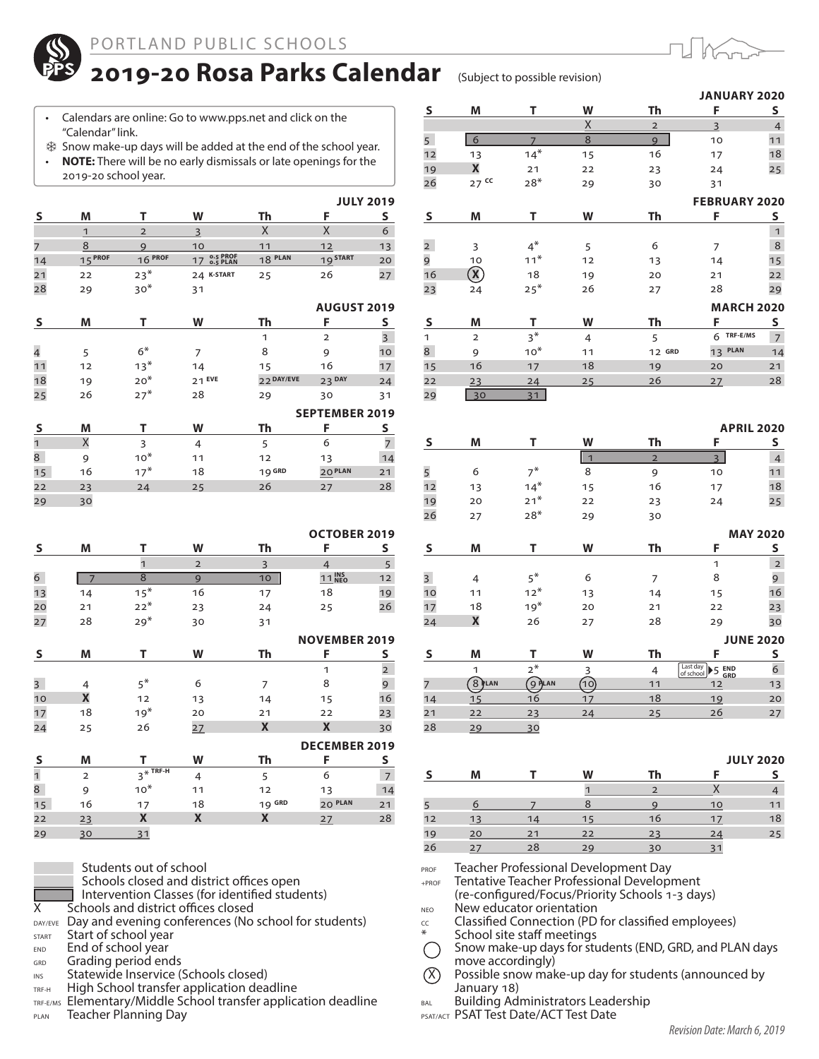# PORTLAND PUBLIC SCHOOLS

## 2019-20 Rosa Parks Calendar

(Subject to possible revision)

- Calendars are online: Go to www.pps.net and click on the "Calendar" link.
- ❄ Snow make-up days will be added at the end of the school year.
- **NOTE:** There will be no early dismissals or late openings for the 2019-20 school year.

### JULY 2019

| S | M | T | W | Th | F | S |
|---|---|---|---|---|---|---|
| | 1 | 2 | 3 | X | X | 6 |
| 7 | 8 | 9 | 10 | 11 | 12 | 13 |
| 14 | 15 PROF | 16 PROF | 17 0.5 PROF 0.5 PLAN | 18 PLAN | 19 START | 20 |
| 21 | 22 | 23* | 24 K-START | 25 | 26 | 27 |
| 28 | 29 | 30* | 31 | | | |

### AUGUST 2019

| S | M | T | W | Th | F | S |
|---|---|---|---|---|---|---|
| | | | | 1 | 2 | 3 |
| 4 | 5 | 6* | 7 | 8 | 9 | 10 |
| 11 | 12 | 13* | 14 | 15 | 16 | 17 |
| 18 | 19 | 20* | 21 EVE | 22 DAY/EVE | 23 DAY | 24 |
| 25 | 26 | 27* | 28 | 29 | 30 | 31 |

### SEPTEMBER 2019

| S | M | T | W | Th | F | S |
|---|---|---|---|---|---|---|
| 1 | X | 3 | 4 | 5 | 6 | 7 |
| 8 | 9 | 10* | 11 | 12 | 13 | 14 |
| 15 | 16 | 17* | 18 | 19 GRD | 20 PLAN | 21 |
| 22 | 23 | 24 | 25 | 26 | 27 | 28 |
| 29 | 30 | | | | | |

### OCTOBER 2019

| S | M | T | W | Th | F | S |
|---|---|---|---|---|---|---|
| | | 1 | 2 | 3 | 4 | 5 |
| 6 | 7 | 8 | 9 | 10 | 11 INS NEO | 12 |
| 13 | 14 | 15* | 16 | 17 | 18 | 19 |
| 20 | 21 | 22* | 23 | 24 | 25 | 26 |
| 27 | 28 | 29* | 30 | 31 | | |

### NOVEMBER 2019

| S | M | T | W | Th | F | S |
|---|---|---|---|---|---|---|
| | | | | | 1 | 2 |
| 3 | 4 | 5* | 6 | 7 | 8 | 9 |
| 10 | X | 12 | 13 | 14 | 15 | 16 |
| 17 | 18 | 19* | 20 | 21 | 22 | 23 |
| 24 | 25 | 26 | 27 | X | X | 30 |

### DECEMBER 2019

| S | M | T | W | Th | F | S |
|---|---|---|---|---|---|---|
| 1 | 2 | 3* TRF-H | 4 | 5 | 6 | 7 |
| 8 | 9 | 10* | 11 | 12 | 13 | 14 |
| 15 | 16 | 17 | 18 | 19 GRD | 20 PLAN | 21 |
| 22 | 23 | X | X | X | 27 | 28 |
| 29 | 30 | 31 | | | | |

### JANUARY 2020

| S | M | T | W | Th | F | S |
|---|---|---|---|---|---|---|
| | | | X | 2 | 3 | 4 |
| 5 | 6 | 7 | 8 | 9 | 10 | 11 |
| 12 | 13 | 14* | 15 | 16 | 17 | 18 |
| 19 | X | 21 | 22 | 23 | 24 | 25 |
| 26 | 27 CC | 28* | 29 | 30 | 31 | |

### FEBRUARY 2020

| S | M | T | W | Th | F | S |
|---|---|---|---|---|---|---|
| | | | | | | 1 |
| 2 | 3 | 4* | 5 | 6 | 7 | 8 |
| 9 | 10 | 11* | 12 | 13 | 14 | 15 |
| 16 | (X) | 18 | 19 | 20 | 21 | 22 |
| 23 | 24 | 25* | 26 | 27 | 28 | 29 |

### MARCH 2020

| S | M | T | W | Th | F | S |
|---|---|---|---|---|---|---|
| 1 | 2 | 3* | 4 | 5 | 6 TRF-E/MS | 7 |
| 8 | 9 | 10* | 11 | 12 GRD | 13 PLAN | 14 |
| 15 | 16 | 17 | 18 | 19 | 20 | 21 |
| 22 | 23 | 24 | 25 | 26 | 27 | 28 |
| 29 | 30 | 31 | | | | |

### APRIL 2020

| S | M | T | W | Th | F | S |
|---|---|---|---|---|---|---|
| | | | 1 | 2 | 3 | 4 |
| 5 | 6 | 7* | 8 | 9 | 10 | 11 |
| 12 | 13 | 14* | 15 | 16 | 17 | 18 |
| 19 | 20 | 21* | 22 | 23 | 24 | 25 |
| 26 | 27 | 28* | 29 | 30 | | |

### MAY 2020

| S | M | T | W | Th | F | S |
|---|---|---|---|---|---|---|
| | | | | | 1 | 2 |
| 3 | 4 | 5* | 6 | 7 | 8 | 9 |
| 10 | 11 | 12* | 13 | 14 | 15 | 16 |
| 17 | 18 | 19* | 20 | 21 | 22 | 23 |
| 24 | X | 26 | 27 | 28 | 29 | 30 |

### JUNE 2020

| S | M | T | W | Th | F | S |
|---|---|---|---|---|---|---|
| | 1 | 2* | 3 | 4 | Last day of school ▶ 5 END GRD | 6 |
| 7 | (8) PLAN | (9) PLAN | (10) | 11 | 12 | 13 |
| 14 | 15 | 16 | 17 | 18 | 19 | 20 |
| 21 | 22 | 23 | 24 | 25 | 26 | 27 |
| 28 | 29 | 30 | | | | |

### JULY 2020

| S | M | T | W | Th | F | S |
|---|---|---|---|---|---|---|
| | | | 1 | 2 | X | 4 |
| 5 | 6 | 7 | 8 | 9 | 10 | 11 |
| 12 | 13 | 14 | 15 | 16 | 17 | 18 |
| 19 | 20 | 21 | 22 | 23 | 24 | 25 |
| 26 | 27 | 28 | 29 | 30 | 31 | |

### Legend

- Students out of school
- Schools closed and district offices open
- Intervention Classes (for identified students)
- X — Schools and district offices closed
- DAY/EVE — Day and evening conferences (No school for students)
- START — Start of school year
- END — End of school year
- GRD — Grading period ends
- INS — Statewide Inservice (Schools closed)
- TRF-H — High School transfer application deadline
- TRF-E/MS — Elementary/Middle School transfer application deadline
- PLAN — Teacher Planning Day
- PROF — Teacher Professional Development Day
- +PROF — Tentative Teacher Professional Development (re-configured/Focus/Priority Schools 1-3 days)
- NEO — New educator orientation
- CC — Classified Connection (PD for classified employees)
- * — School site staff meetings
- ◯ — Snow make-up days for students (END, GRD, and PLAN days move accordingly)
- (X) — Possible snow make-up day for students (announced by January 18)
- BAL — Building Administrators Leadership
- PSAT/ACT — PSAT Test Date/ACT Test Date

*Revision Date: March 6, 2019*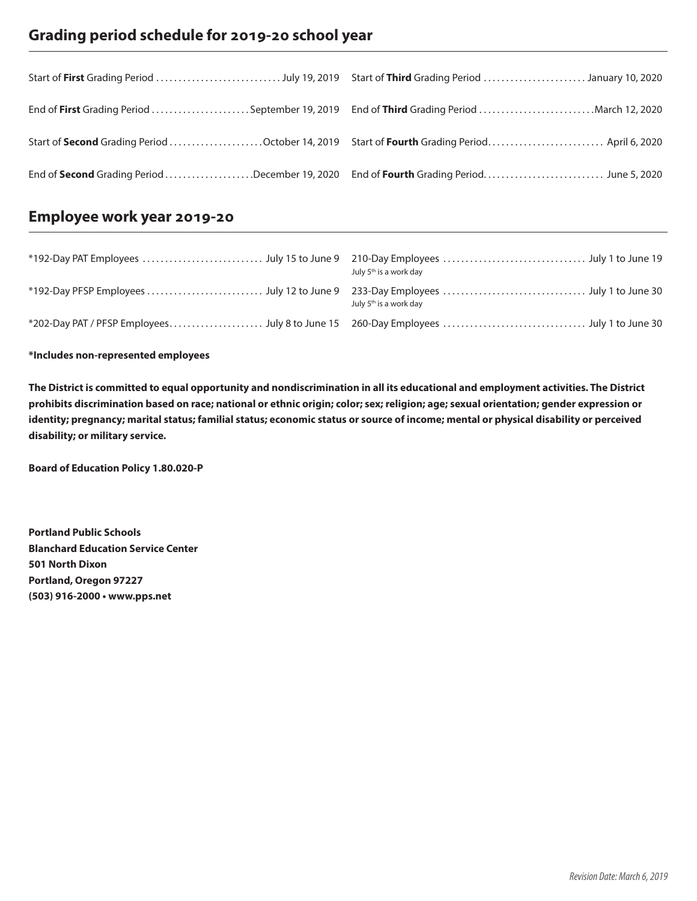## Grading period schedule for 2019-20 school year

| | | | |
|---|---|---|---|
| Start of **First** Grading Period | July 19, 2019 | Start of **Third** Grading Period | January 10, 2020 |
| End of **First** Grading Period | September 19, 2019 | End of **Third** Grading Period | March 12, 2020 |
| Start of **Second** Grading Period | October 14, 2019 | Start of **Fourth** Grading Period | April 6, 2020 |
| End of **Second** Grading Period | December 19, 2020 | End of **Fourth** Grading Period | June 5, 2020 |

## Employee work year 2019-20

| | | | |
|---|---|---|---|
| *192-Day PAT Employees | July 15 to June 9 | 210-Day Employees (July 5th is a work day) | July 1 to June 19 |
| *192-Day PFSP Employees | July 12 to June 9 | 233-Day Employees (July 5th is a work day) | July 1 to June 30 |
| *202-Day PAT / PFSP Employees | July 8 to June 15 | 260-Day Employees | July 1 to June 30 |

**\*Includes non-represented employees**

**The District is committed to equal opportunity and nondiscrimination in all its educational and employment activities. The District prohibits discrimination based on race; national or ethnic origin; color; sex; religion; age; sexual orientation; gender expression or identity; pregnancy; marital status; familial status; economic status or source of income; mental or physical disability or perceived disability; or military service.**

**Board of Education Policy 1.80.020-P**

**Portland Public Schools**
**Blanchard Education Service Center**
**501 North Dixon**
**Portland, Oregon 97227**
**(503) 916-2000 • www.pps.net**

*Revision Date: March 6, 2019*